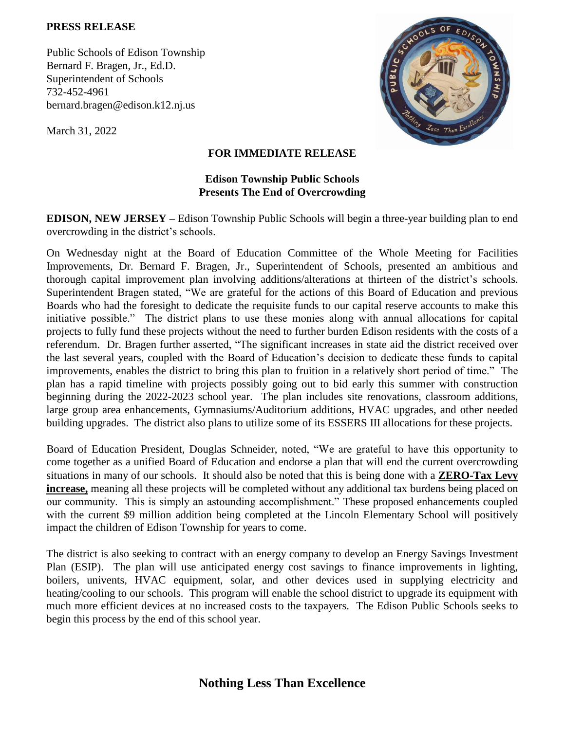**PRESS RELEASE**

Public Schools of Edison Township
Bernard F. Bragen, Jr., Ed.D.
Superintendent of Schools
732-452-4961
bernard.bragen@edison.k12.nj.us

March 31, 2022

**FOR IMMEDIATE RELEASE**

## Edison Township Public Schools
## Presents The End of Overcrowding

**EDISON, NEW JERSEY –** Edison Township Public Schools will begin a three-year building plan to end overcrowding in the district's schools.

On Wednesday night at the Board of Education Committee of the Whole Meeting for Facilities Improvements, Dr. Bernard F. Bragen, Jr., Superintendent of Schools, presented an ambitious and thorough capital improvement plan involving additions/alterations at thirteen of the district's schools. Superintendent Bragen stated, "We are grateful for the actions of this Board of Education and previous Boards who had the foresight to dedicate the requisite funds to our capital reserve accounts to make this initiative possible." The district plans to use these monies along with annual allocations for capital projects to fully fund these projects without the need to further burden Edison residents with the costs of a referendum. Dr. Bragen further asserted, "The significant increases in state aid the district received over the last several years, coupled with the Board of Education's decision to dedicate these funds to capital improvements, enables the district to bring this plan to fruition in a relatively short period of time." The plan has a rapid timeline with projects possibly going out to bid early this summer with construction beginning during the 2022-2023 school year. The plan includes site renovations, classroom additions, large group area enhancements, Gymnasiums/Auditorium additions, HVAC upgrades, and other needed building upgrades. The district also plans to utilize some of its ESSERS III allocations for these projects.

Board of Education President, Douglas Schneider, noted, "We are grateful to have this opportunity to come together as a unified Board of Education and endorse a plan that will end the current overcrowding situations in many of our schools. It should also be noted that this is being done with a **ZERO-Tax Levy increase,** meaning all these projects will be completed without any additional tax burdens being placed on our community. This is simply an astounding accomplishment." These proposed enhancements coupled with the current \$9 million addition being completed at the Lincoln Elementary School will positively impact the children of Edison Township for years to come.

The district is also seeking to contract with an energy company to develop an Energy Savings Investment Plan (ESIP). The plan will use anticipated energy cost savings to finance improvements in lighting, boilers, univents, HVAC equipment, solar, and other devices used in supplying electricity and heating/cooling to our schools. This program will enable the school district to upgrade its equipment with much more efficient devices at no increased costs to the taxpayers. The Edison Public Schools seeks to begin this process by the end of this school year.

**Nothing Less Than Excellence**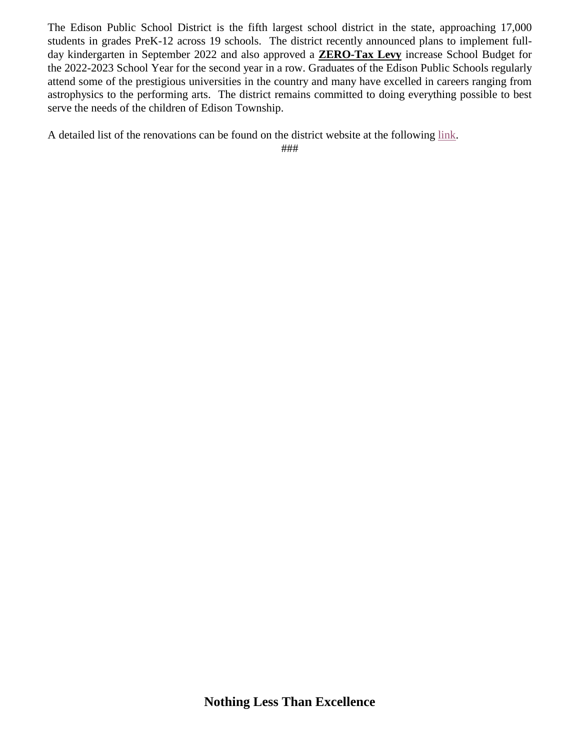The Edison Public School District is the fifth largest school district in the state, approaching 17,000 students in grades PreK-12 across 19 schools. The district recently announced plans to implement full-day kindergarten in September 2022 and also approved a **ZERO-Tax Levy** increase School Budget for the 2022-2023 School Year for the second year in a row. Graduates of the Edison Public Schools regularly attend some of the prestigious universities in the country and many have excelled in careers ranging from astrophysics to the performing arts. The district remains committed to doing everything possible to best serve the needs of the children of Edison Township.

A detailed list of the renovations can be found on the district website at the following link.

###

**Nothing Less Than Excellence**